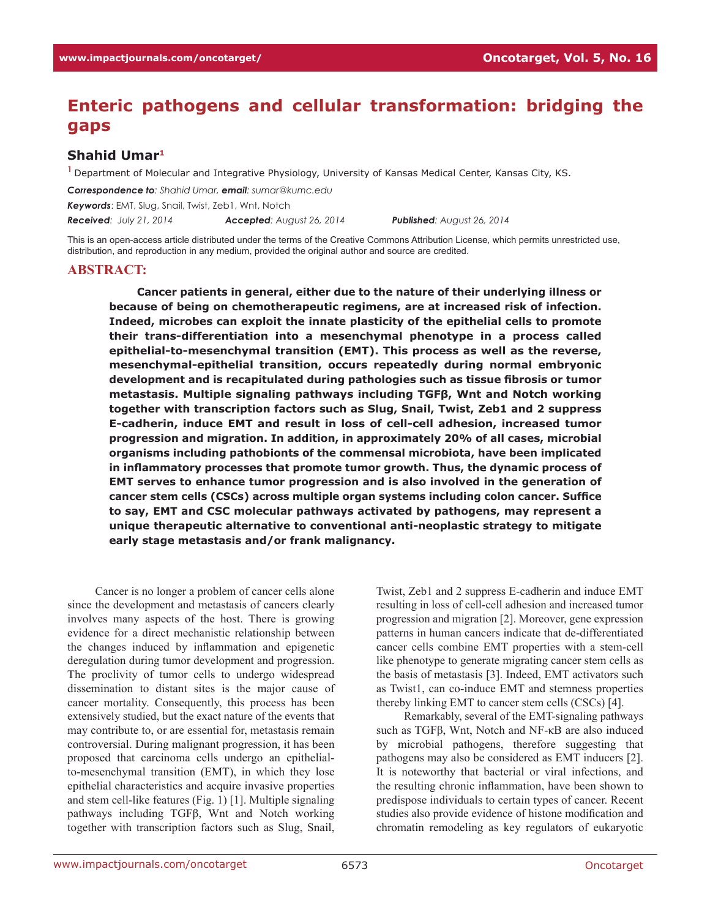# Enteric pathogens and cellular transformation: bridging the gaps

**Shahid Umar**[1]

[1] Department of Molecular and Integrative Physiology, University of Kansas Medical Center, Kansas City, KS.

***Correspondence to****: Shahid Umar,* ***email****: sumar@kumc.edu*

***Keywords***: EMT, Slug, Snail, Twist, Zeb1, Wnt, Notch

***Received****: July 21, 2014* ***Accepted****: August 26, 2014* ***Published****: August 26, 2014*

This is an open-access article distributed under the terms of the Creative Commons Attribution License, which permits unrestricted use, distribution, and reproduction in any medium, provided the original author and source are credited.

## ABSTRACT:

**Cancer patients in general, either due to the nature of their underlying illness or because of being on chemotherapeutic regimens, are at increased risk of infection. Indeed, microbes can exploit the innate plasticity of the epithelial cells to promote their trans-differentiation into a mesenchymal phenotype in a process called epithelial-to-mesenchymal transition (EMT). This process as well as the reverse, mesenchymal-epithelial transition, occurs repeatedly during normal embryonic development and is recapitulated during pathologies such as tissue fibrosis or tumor metastasis. Multiple signaling pathways including TGFβ, Wnt and Notch working together with transcription factors such as Slug, Snail, Twist, Zeb1 and 2 suppress E-cadherin, induce EMT and result in loss of cell-cell adhesion, increased tumor progression and migration. In addition, in approximately 20% of all cases, microbial organisms including pathobionts of the commensal microbiota, have been implicated in inflammatory processes that promote tumor growth. Thus, the dynamic process of EMT serves to enhance tumor progression and is also involved in the generation of cancer stem cells (CSCs) across multiple organ systems including colon cancer. Suffice to say, EMT and CSC molecular pathways activated by pathogens, may represent a unique therapeutic alternative to conventional anti-neoplastic strategy to mitigate early stage metastasis and/or frank malignancy.**

Cancer is no longer a problem of cancer cells alone since the development and metastasis of cancers clearly involves many aspects of the host. There is growing evidence for a direct mechanistic relationship between the changes induced by inflammation and epigenetic deregulation during tumor development and progression. The proclivity of tumor cells to undergo widespread dissemination to distant sites is the major cause of cancer mortality. Consequently, this process has been extensively studied, but the exact nature of the events that may contribute to, or are essential for, metastasis remain controversial. During malignant progression, it has been proposed that carcinoma cells undergo an epithelial-to-mesenchymal transition (EMT), in which they lose epithelial characteristics and acquire invasive properties and stem cell-like features (Fig. 1) [1]. Multiple signaling pathways including TGFβ, Wnt and Notch working together with transcription factors such as Slug, Snail, Twist, Zeb1 and 2 suppress E-cadherin and induce EMT resulting in loss of cell-cell adhesion and increased tumor progression and migration [2]. Moreover, gene expression patterns in human cancers indicate that de-differentiated cancer cells combine EMT properties with a stem-cell like phenotype to generate migrating cancer stem cells as the basis of metastasis [3]. Indeed, EMT activators such as Twist1, can co-induce EMT and stemness properties thereby linking EMT to cancer stem cells (CSCs) [4].

Remarkably, several of the EMT-signaling pathways such as TGFβ, Wnt, Notch and NF-κB are also induced by microbial pathogens, therefore suggesting that pathogens may also be considered as EMT inducers [2]. It is noteworthy that bacterial or viral infections, and the resulting chronic inflammation, have been shown to predispose individuals to certain types of cancer. Recent studies also provide evidence of histone modification and chromatin remodeling as key regulators of eukaryotic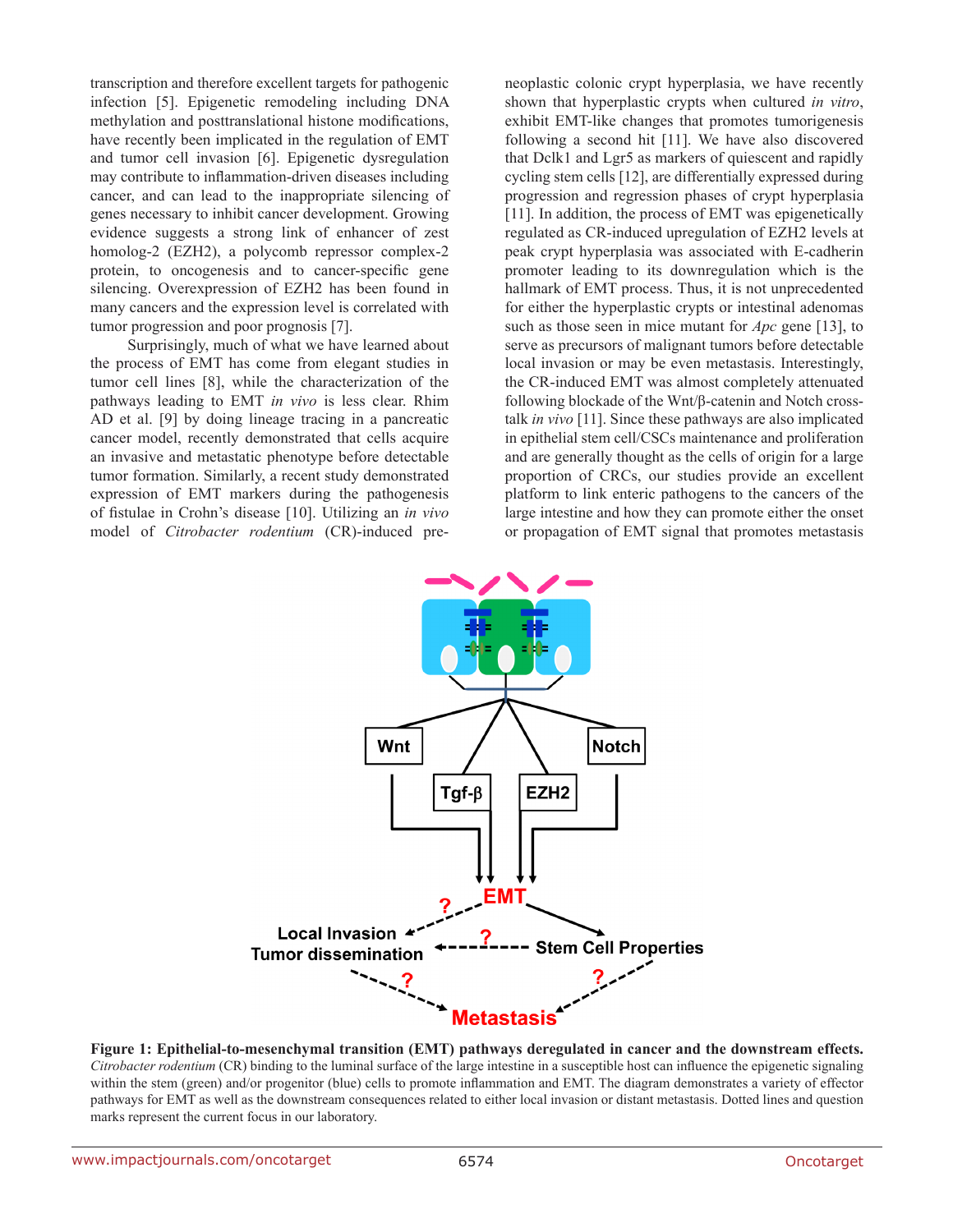transcription and therefore excellent targets for pathogenic infection [5]. Epigenetic remodeling including DNA methylation and posttranslational histone modifications, have recently been implicated in the regulation of EMT and tumor cell invasion [6]. Epigenetic dysregulation may contribute to inflammation-driven diseases including cancer, and can lead to the inappropriate silencing of genes necessary to inhibit cancer development. Growing evidence suggests a strong link of enhancer of zest homolog-2 (EZH2), a polycomb repressor complex-2 protein, to oncogenesis and to cancer-specific gene silencing. Overexpression of EZH2 has been found in many cancers and the expression level is correlated with tumor progression and poor prognosis [7].

Surprisingly, much of what we have learned about the process of EMT has come from elegant studies in tumor cell lines [8], while the characterization of the pathways leading to EMT *in vivo* is less clear. Rhim AD et al. [9] by doing lineage tracing in a pancreatic cancer model, recently demonstrated that cells acquire an invasive and metastatic phenotype before detectable tumor formation. Similarly, a recent study demonstrated expression of EMT markers during the pathogenesis of fistulae in Crohn's disease [10]. Utilizing an *in vivo* model of *Citrobacter rodentium* (CR)-induced pre-neoplastic colonic crypt hyperplasia, we have recently shown that hyperplastic crypts when cultured *in vitro*, exhibit EMT-like changes that promotes tumorigenesis following a second hit [11]. We have also discovered that Dclk1 and Lgr5 as markers of quiescent and rapidly cycling stem cells [12], are differentially expressed during progression and regression phases of crypt hyperplasia [11]. In addition, the process of EMT was epigenetically regulated as CR-induced upregulation of EZH2 levels at peak crypt hyperplasia was associated with E-cadherin promoter leading to its downregulation which is the hallmark of EMT process. Thus, it is not unprecedented for either the hyperplastic crypts or intestinal adenomas such as those seen in mice mutant for *Apc* gene [13], to serve as precursors of malignant tumors before detectable local invasion or may be even metastasis. Interestingly, the CR-induced EMT was almost completely attenuated following blockade of the Wnt/β-catenin and Notch cross-talk *in vivo* [11]. Since these pathways are also implicated in epithelial stem cell/CSCs maintenance and proliferation and are generally thought as the cells of origin for a large proportion of CRCs, our studies provide an excellent platform to link enteric pathogens to the cancers of the large intestine and how they can promote either the onset or propagation of EMT signal that promotes metastasis

**Figure 1: Epithelial-to-mesenchymal transition (EMT) pathways deregulated in cancer and the downstream effects.** *Citrobacter rodentium* (CR) binding to the luminal surface of the large intestine in a susceptible host can influence the epigenetic signaling within the stem (green) and/or progenitor (blue) cells to promote inflammation and EMT. The diagram demonstrates a variety of effector pathways for EMT as well as the downstream consequences related to either local invasion or distant metastasis. Dotted lines and question marks represent the current focus in our laboratory.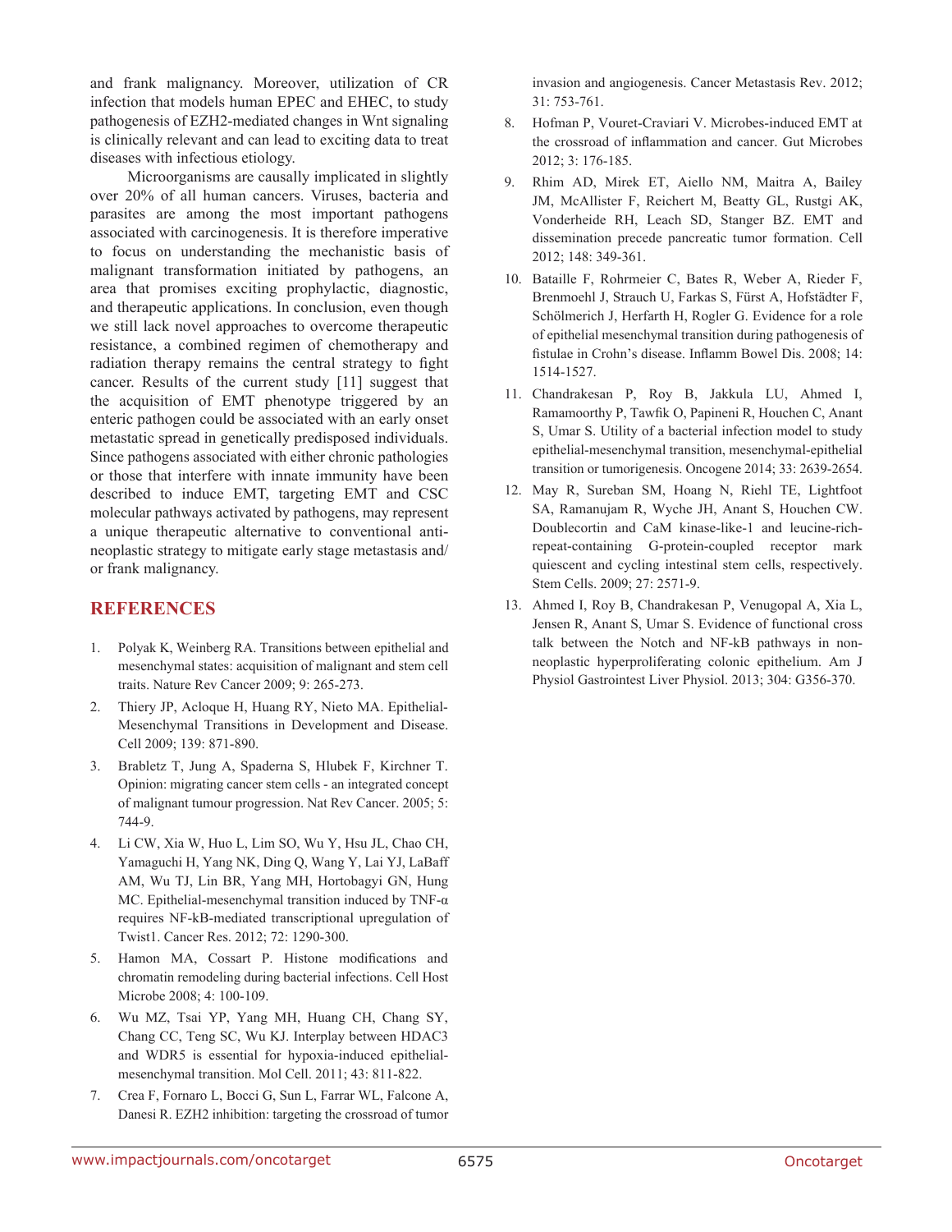and frank malignancy. Moreover, utilization of CR infection that models human EPEC and EHEC, to study pathogenesis of EZH2-mediated changes in Wnt signaling is clinically relevant and can lead to exciting data to treat diseases with infectious etiology.

Microorganisms are causally implicated in slightly over 20% of all human cancers. Viruses, bacteria and parasites are among the most important pathogens associated with carcinogenesis. It is therefore imperative to focus on understanding the mechanistic basis of malignant transformation initiated by pathogens, an area that promises exciting prophylactic, diagnostic, and therapeutic applications. In conclusion, even though we still lack novel approaches to overcome therapeutic resistance, a combined regimen of chemotherapy and radiation therapy remains the central strategy to fight cancer. Results of the current study [11] suggest that the acquisition of EMT phenotype triggered by an enteric pathogen could be associated with an early onset metastatic spread in genetically predisposed individuals. Since pathogens associated with either chronic pathologies or those that interfere with innate immunity have been described to induce EMT, targeting EMT and CSC molecular pathways activated by pathogens, may represent a unique therapeutic alternative to conventional anti-neoplastic strategy to mitigate early stage metastasis and/or frank malignancy.

## REFERENCES

1. Polyak K, Weinberg RA. Transitions between epithelial and mesenchymal states: acquisition of malignant and stem cell traits. Nature Rev Cancer 2009; 9: 265-273.
2. Thiery JP, Acloque H, Huang RY, Nieto MA. Epithelial-Mesenchymal Transitions in Development and Disease. Cell 2009; 139: 871-890.
3. Brabletz T, Jung A, Spaderna S, Hlubek F, Kirchner T. Opinion: migrating cancer stem cells - an integrated concept of malignant tumour progression. Nat Rev Cancer. 2005; 5: 744-9.
4. Li CW, Xia W, Huo L, Lim SO, Wu Y, Hsu JL, Chao CH, Yamaguchi H, Yang NK, Ding Q, Wang Y, Lai YJ, LaBaff AM, Wu TJ, Lin BR, Yang MH, Hortobagyi GN, Hung MC. Epithelial-mesenchymal transition induced by TNF-α requires NF-kB-mediated transcriptional upregulation of Twist1. Cancer Res. 2012; 72: 1290-300.
5. Hamon MA, Cossart P. Histone modifications and chromatin remodeling during bacterial infections. Cell Host Microbe 2008; 4: 100-109.
6. Wu MZ, Tsai YP, Yang MH, Huang CH, Chang SY, Chang CC, Teng SC, Wu KJ. Interplay between HDAC3 and WDR5 is essential for hypoxia-induced epithelial-mesenchymal transition. Mol Cell. 2011; 43: 811-822.
7. Crea F, Fornaro L, Bocci G, Sun L, Farrar WL, Falcone A, Danesi R. EZH2 inhibition: targeting the crossroad of tumor invasion and angiogenesis. Cancer Metastasis Rev. 2012; 31: 753-761.
8. Hofman P, Vouret-Craviari V. Microbes-induced EMT at the crossroad of inflammation and cancer. Gut Microbes 2012; 3: 176-185.
9. Rhim AD, Mirek ET, Aiello NM, Maitra A, Bailey JM, McAllister F, Reichert M, Beatty GL, Rustgi AK, Vonderheide RH, Leach SD, Stanger BZ. EMT and dissemination precede pancreatic tumor formation. Cell 2012; 148: 349-361.
10. Bataille F, Rohrmeier C, Bates R, Weber A, Rieder F, Brenmoehl J, Strauch U, Farkas S, Fürst A, Hofstädter F, Schölmerich J, Herfarth H, Rogler G. Evidence for a role of epithelial mesenchymal transition during pathogenesis of fistulae in Crohn's disease. Inflamm Bowel Dis. 2008; 14: 1514-1527.
11. Chandrakesan P, Roy B, Jakkula LU, Ahmed I, Ramamoorthy P, Tawfik O, Papineni R, Houchen C, Anant S, Umar S. Utility of a bacterial infection model to study epithelial-mesenchymal transition, mesenchymal-epithelial transition or tumorigenesis. Oncogene 2014; 33: 2639-2654.
12. May R, Sureban SM, Hoang N, Riehl TE, Lightfoot SA, Ramanujam R, Wyche JH, Anant S, Houchen CW. Doublecortin and CaM kinase-like-1 and leucine-rich-repeat-containing G-protein-coupled receptor mark quiescent and cycling intestinal stem cells, respectively. Stem Cells. 2009; 27: 2571-9.
13. Ahmed I, Roy B, Chandrakesan P, Venugopal A, Xia L, Jensen R, Anant S, Umar S. Evidence of functional cross talk between the Notch and NF-kB pathways in non-neoplastic hyperproliferating colonic epithelium. Am J Physiol Gastrointest Liver Physiol. 2013; 304: G356-370.